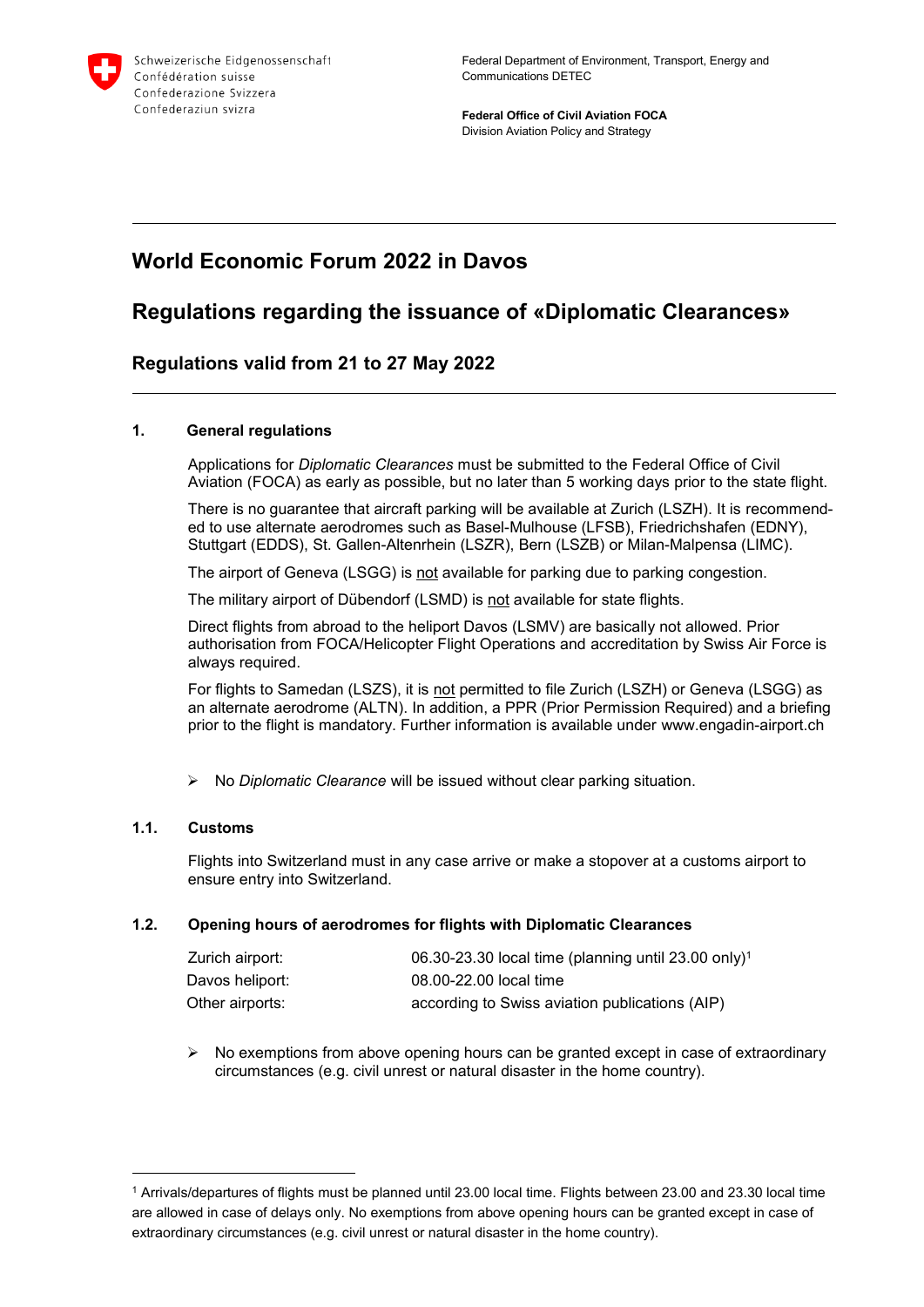Schweizerische Eidgenossenschaft
Confédération suisse
Confederazione Svizzera
Confederaziun svizra

Federal Department of Environment, Transport, Energy and Communications DETEC

**Federal Office of Civil Aviation FOCA**
Division Aviation Policy and Strategy

# World Economic Forum 2022 in Davos

# Regulations regarding the issuance of «Diplomatic Clearances»

## Regulations valid from 21 to 27 May 2022

### 1. General regulations

Applications for *Diplomatic Clearances* must be submitted to the Federal Office of Civil Aviation (FOCA) as early as possible, but no later than 5 working days prior to the state flight.

There is no guarantee that aircraft parking will be available at Zurich (LSZH). It is recommended to use alternate aerodromes such as Basel-Mulhouse (LFSB), Friedrichshafen (EDNY), Stuttgart (EDDS), St. Gallen-Altenrhein (LSZR), Bern (LSZB) or Milan-Malpensa (LIMC).

The airport of Geneva (LSGG) is not available for parking due to parking congestion.

The military airport of Dübendorf (LSMD) is not available for state flights.

Direct flights from abroad to the heliport Davos (LSMV) are basically not allowed. Prior authorisation from FOCA/Helicopter Flight Operations and accreditation by Swiss Air Force is always required.

For flights to Samedan (LSZS), it is not permitted to file Zurich (LSZH) or Geneva (LSGG) as an alternate aerodrome (ALTN). In addition, a PPR (Prior Permission Required) and a briefing prior to the flight is mandatory. Further information is available under www.engadin-airport.ch

- No *Diplomatic Clearance* will be issued without clear parking situation.

### 1.1. Customs

Flights into Switzerland must in any case arrive or make a stopover at a customs airport to ensure entry into Switzerland.

### 1.2. Opening hours of aerodromes for flights with Diplomatic Clearances

| | |
|---|---|
| Zurich airport: | 06.30-23.30 local time (planning until 23.00 only)[1] |
| Davos heliport: | 08.00-22.00 local time |
| Other airports: | according to Swiss aviation publications (AIP) |

- No exemptions from above opening hours can be granted except in case of extraordinary circumstances (e.g. civil unrest or natural disaster in the home country).

---

[1] Arrivals/departures of flights must be planned until 23.00 local time. Flights between 23.00 and 23.30 local time are allowed in case of delays only. No exemptions from above opening hours can be granted except in case of extraordinary circumstances (e.g. civil unrest or natural disaster in the home country).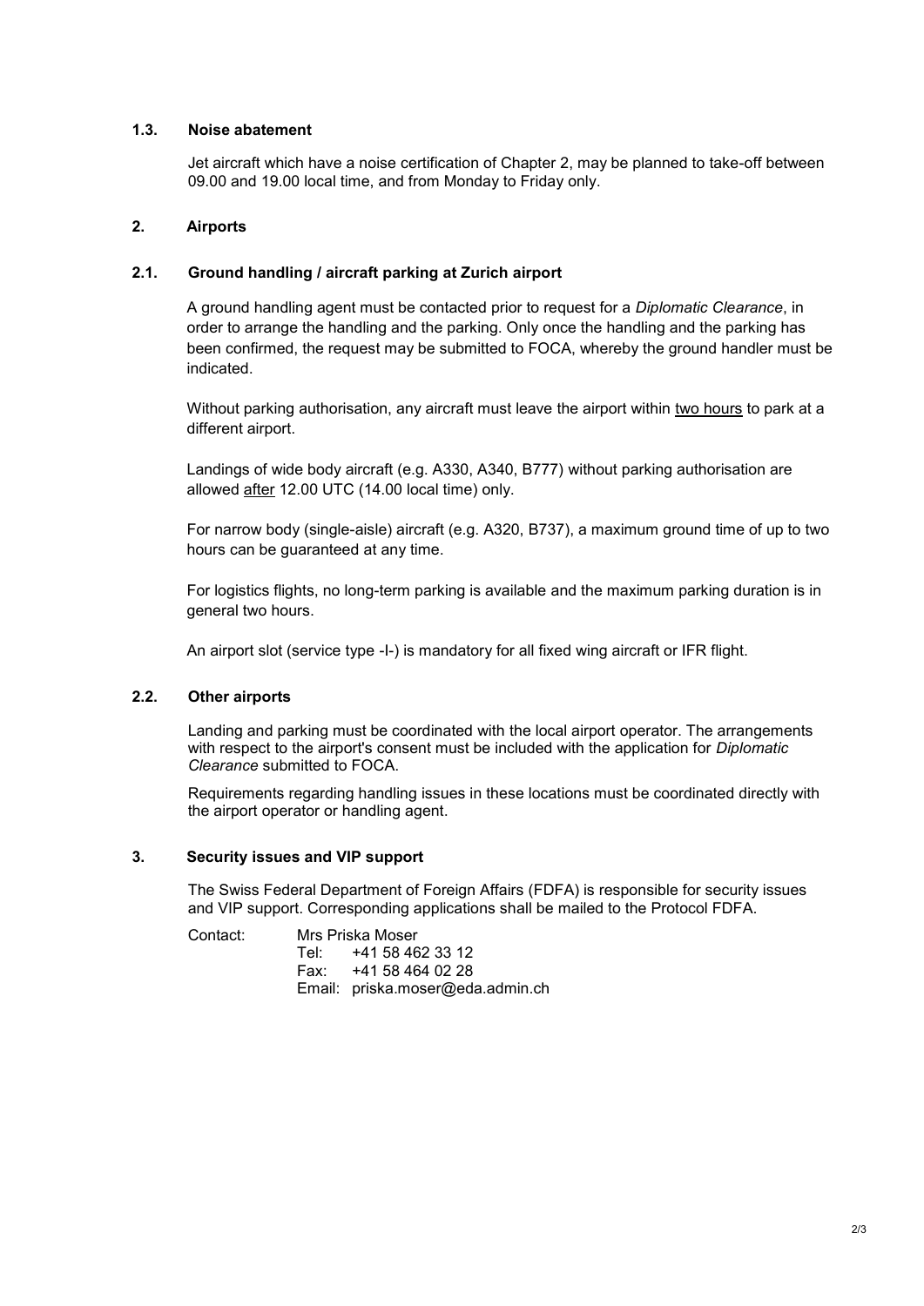### 1.3. Noise abatement

Jet aircraft which have a noise certification of Chapter 2, may be planned to take-off between 09.00 and 19.00 local time, and from Monday to Friday only.

## 2. Airports

### 2.1. Ground handling / aircraft parking at Zurich airport

A ground handling agent must be contacted prior to request for a *Diplomatic Clearance*, in order to arrange the handling and the parking. Only once the handling and the parking has been confirmed, the request may be submitted to FOCA, whereby the ground handler must be indicated.

Without parking authorisation, any aircraft must leave the airport within two hours to park at a different airport.

Landings of wide body aircraft (e.g. A330, A340, B777) without parking authorisation are allowed after 12.00 UTC (14.00 local time) only.

For narrow body (single-aisle) aircraft (e.g. A320, B737), a maximum ground time of up to two hours can be guaranteed at any time.

For logistics flights, no long-term parking is available and the maximum parking duration is in general two hours.

An airport slot (service type -I-) is mandatory for all fixed wing aircraft or IFR flight.

### 2.2. Other airports

Landing and parking must be coordinated with the local airport operator. The arrangements with respect to the airport's consent must be included with the application for *Diplomatic Clearance* submitted to FOCA.

Requirements regarding handling issues in these locations must be coordinated directly with the airport operator or handling agent.

## 3. Security issues and VIP support

The Swiss Federal Department of Foreign Affairs (FDFA) is responsible for security issues and VIP support. Corresponding applications shall be mailed to the Protocol FDFA.

Contact: Mrs Priska Moser
Tel: +41 58 462 33 12
Fax: +41 58 464 02 28
Email: priska.moser@eda.admin.ch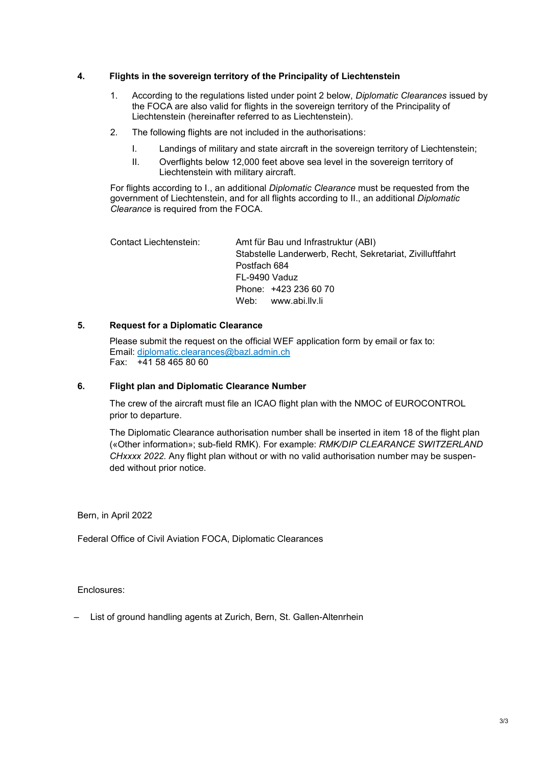## 4. Flights in the sovereign territory of the Principality of Liechtenstein

1. According to the regulations listed under point 2 below, *Diplomatic Clearances* issued by the FOCA are also valid for flights in the sovereign territory of the Principality of Liechtenstein (hereinafter referred to as Liechtenstein).
2. The following flights are not included in the authorisations:
   - I. Landings of military and state aircraft in the sovereign territory of Liechtenstein;
   - II. Overflights below 12,000 feet above sea level in the sovereign territory of Liechtenstein with military aircraft.

For flights according to I., an additional *Diplomatic Clearance* must be requested from the government of Liechtenstein, and for all flights according to II., an additional *Diplomatic Clearance* is required from the FOCA.

Contact Liechtenstein:

Amt für Bau und Infrastruktur (ABI)
Stabstelle Landerwerb, Recht, Sekretariat, Zivilluftfahrt
Postfach 684
FL-9490 Vaduz
Phone: +423 236 60 70
Web: www.abi.llv.li

## 5. Request for a Diplomatic Clearance

Please submit the request on the official WEF application form by email or fax to:
Email: diplomatic.clearances@bazl.admin.ch
Fax: +41 58 465 80 60

## 6. Flight plan and Diplomatic Clearance Number

The crew of the aircraft must file an ICAO flight plan with the NMOC of EUROCONTROL prior to departure.

The Diplomatic Clearance authorisation number shall be inserted in item 18 of the flight plan («Other information»; sub-field RMK). For example: *RMK/DIP CLEARANCE SWITZERLAND CHxxxx 2022.* Any flight plan without or with no valid authorisation number may be suspended without prior notice.

Bern, in April 2022

Federal Office of Civil Aviation FOCA, Diplomatic Clearances

Enclosures:

- List of ground handling agents at Zurich, Bern, St. Gallen-Altenrhein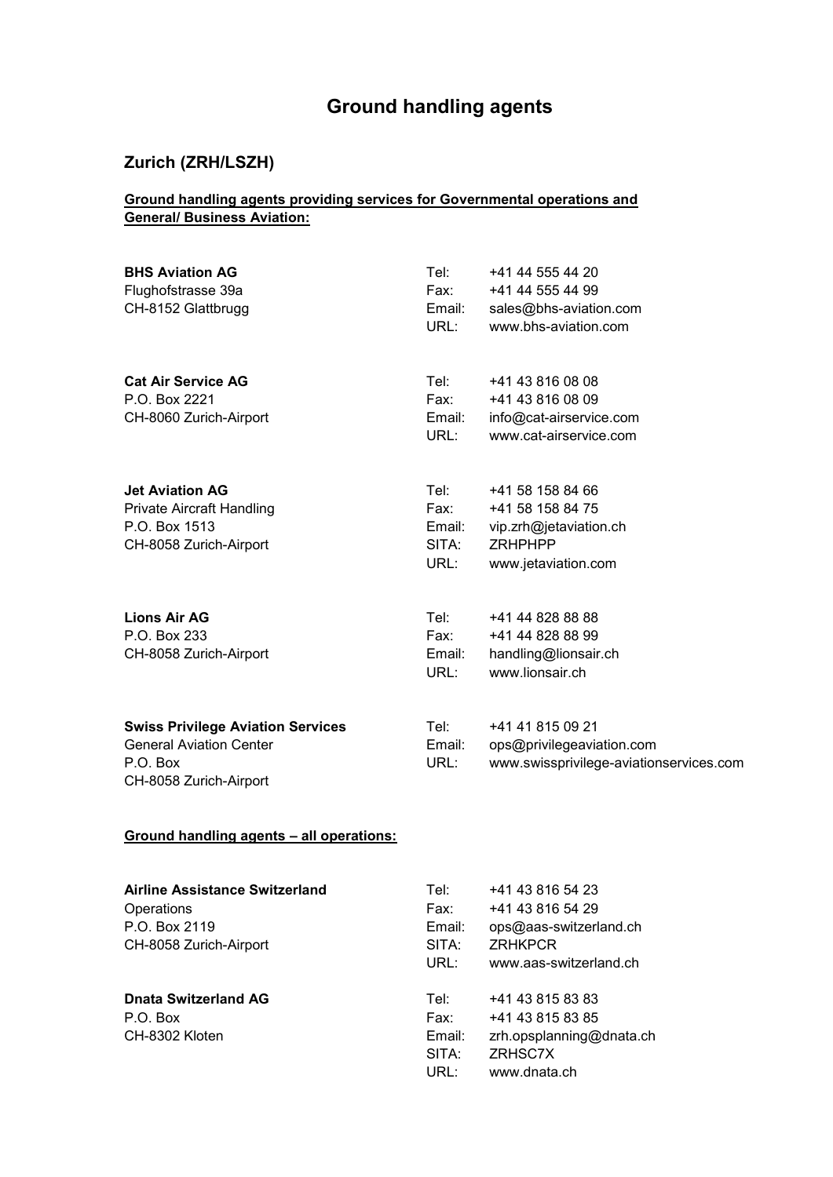# Ground handling agents

## Zurich (ZRH/LSZH)

**Ground handling agents providing services for Governmental operations and General/ Business Aviation:**

**BHS Aviation AG**
Flughofstrasse 39a
CH-8152 Glattbrugg

Tel: +41 44 555 44 20
Fax: +41 44 555 44 99
Email: sales@bhs-aviation.com
URL: www.bhs-aviation.com

**Cat Air Service AG**
P.O. Box 2221
CH-8060 Zurich-Airport

Tel: +41 43 816 08 08
Fax: +41 43 816 08 09
Email: info@cat-airservice.com
URL: www.cat-airservice.com

**Jet Aviation AG**
Private Aircraft Handling
P.O. Box 1513
CH-8058 Zurich-Airport

Tel: +41 58 158 84 66
Fax: +41 58 158 84 75
Email: vip.zrh@jetaviation.ch
SITA: ZRHPHPP
URL: www.jetaviation.com

**Lions Air AG**
P.O. Box 233
CH-8058 Zurich-Airport

Tel: +41 44 828 88 88
Fax: +41 44 828 88 99
Email: handling@lionsair.ch
URL: www.lionsair.ch

**Swiss Privilege Aviation Services**
General Aviation Center
P.O. Box
CH-8058 Zurich-Airport

Tel: +41 41 815 09 21
Email: ops@privilegeaviation.com
URL: www.swissprivilege-aviationservices.com

**Ground handling agents – all operations:**

**Airline Assistance Switzerland**
Operations
P.O. Box 2119
CH-8058 Zurich-Airport

Tel: +41 43 816 54 23
Fax: +41 43 816 54 29
Email: ops@aas-switzerland.ch
SITA: ZRHKPCR
URL: www.aas-switzerland.ch

**Dnata Switzerland AG**
P.O. Box
CH-8302 Kloten

Tel: +41 43 815 83 83
Fax: +41 43 815 83 85
Email: zrh.opsplanning@dnata.ch
SITA: ZRHSC7X
URL: www.dnata.ch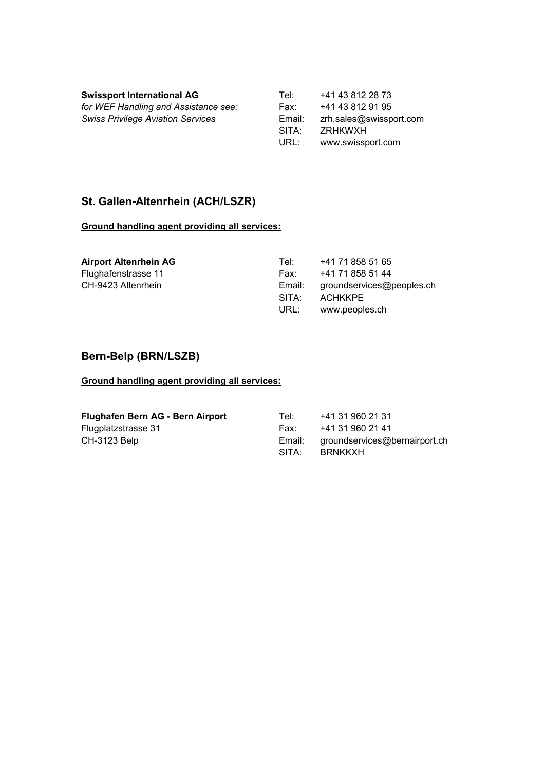**Swissport International AG**
*for WEF Handling and Assistance see:*
*Swiss Privilege Aviation Services*

Tel: +41 43 812 28 73
Fax: +41 43 812 91 95
Email: zrh.sales@swissport.com
SITA: ZRHKWXH
URL: www.swissport.com

## St. Gallen-Altenrhein (ACH/LSZR)

**Ground handling agent providing all services:**

**Airport Altenrhein AG**
Flughafenstrasse 11
CH-9423 Altenrhein

Tel: +41 71 858 51 65
Fax: +41 71 858 51 44
Email: groundservices@peoples.ch
SITA: ACHKKPE
URL: www.peoples.ch

## Bern-Belp (BRN/LSZB)

**Ground handling agent providing all services:**

**Flughafen Bern AG - Bern Airport**
Flugplatzstrasse 31
CH-3123 Belp

Tel: +41 31 960 21 31
Fax: +41 31 960 21 41
Email: groundservices@bernairport.ch
SITA: BRNKKXH